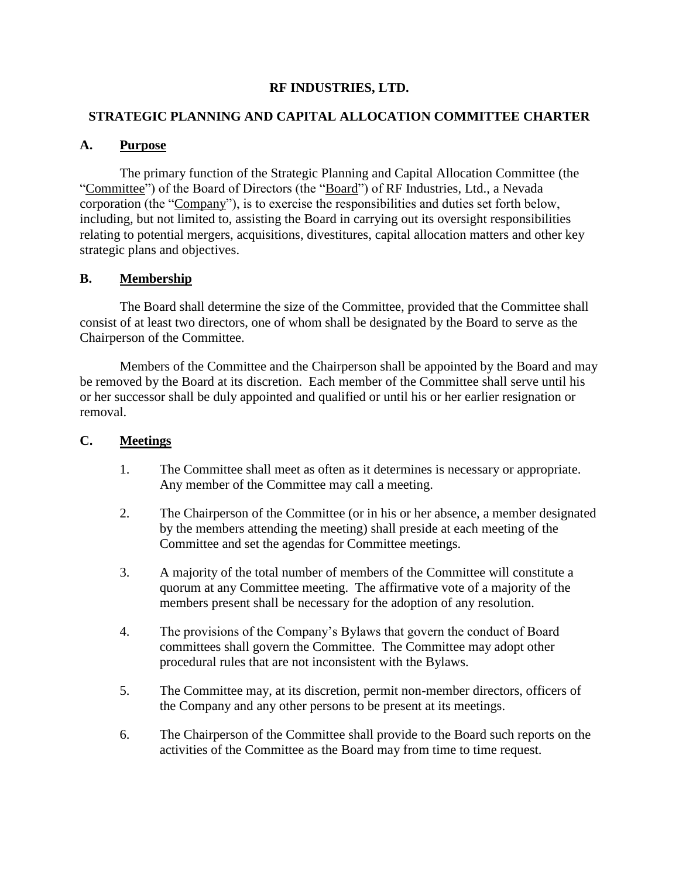# RF INDUSTRIES, LTD.

## STRATEGIC PLANNING AND CAPITAL ALLOCATION COMMITTEE CHARTER

### A. Purpose

The primary function of the Strategic Planning and Capital Allocation Committee (the "Committee") of the Board of Directors (the "Board") of RF Industries, Ltd., a Nevada corporation (the "Company"), is to exercise the responsibilities and duties set forth below, including, but not limited to, assisting the Board in carrying out its oversight responsibilities relating to potential mergers, acquisitions, divestitures, capital allocation matters and other key strategic plans and objectives.

### B. Membership

The Board shall determine the size of the Committee, provided that the Committee shall consist of at least two directors, one of whom shall be designated by the Board to serve as the Chairperson of the Committee.

Members of the Committee and the Chairperson shall be appointed by the Board and may be removed by the Board at its discretion. Each member of the Committee shall serve until his or her successor shall be duly appointed and qualified or until his or her earlier resignation or removal.

### C. Meetings

1. The Committee shall meet as often as it determines is necessary or appropriate. Any member of the Committee may call a meeting.

2. The Chairperson of the Committee (or in his or her absence, a member designated by the members attending the meeting) shall preside at each meeting of the Committee and set the agendas for Committee meetings.

3. A majority of the total number of members of the Committee will constitute a quorum at any Committee meeting. The affirmative vote of a majority of the members present shall be necessary for the adoption of any resolution.

4. The provisions of the Company's Bylaws that govern the conduct of Board committees shall govern the Committee. The Committee may adopt other procedural rules that are not inconsistent with the Bylaws.

5. The Committee may, at its discretion, permit non-member directors, officers of the Company and any other persons to be present at its meetings.

6. The Chairperson of the Committee shall provide to the Board such reports on the activities of the Committee as the Board may from time to time request.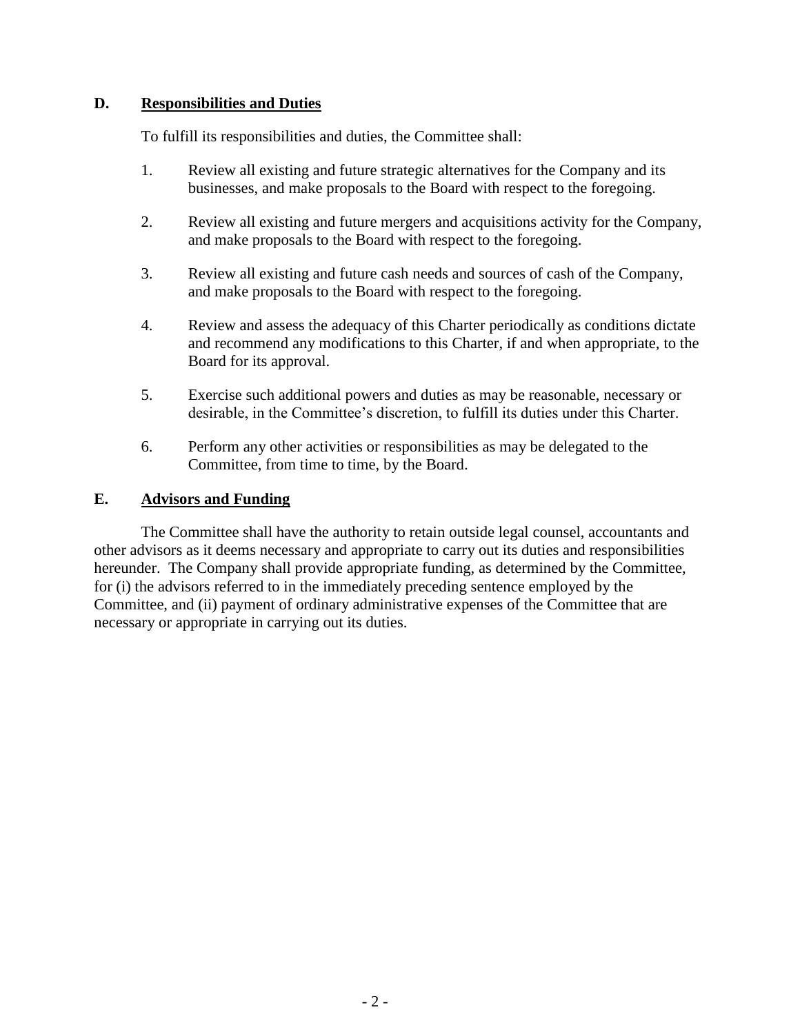## D. Responsibilities and Duties

To fulfill its responsibilities and duties, the Committee shall:

1. Review all existing and future strategic alternatives for the Company and its businesses, and make proposals to the Board with respect to the foregoing.

2. Review all existing and future mergers and acquisitions activity for the Company, and make proposals to the Board with respect to the foregoing.

3. Review all existing and future cash needs and sources of cash of the Company, and make proposals to the Board with respect to the foregoing.

4. Review and assess the adequacy of this Charter periodically as conditions dictate and recommend any modifications to this Charter, if and when appropriate, to the Board for its approval.

5. Exercise such additional powers and duties as may be reasonable, necessary or desirable, in the Committee's discretion, to fulfill its duties under this Charter.

6. Perform any other activities or responsibilities as may be delegated to the Committee, from time to time, by the Board.

## E. Advisors and Funding

The Committee shall have the authority to retain outside legal counsel, accountants and other advisors as it deems necessary and appropriate to carry out its duties and responsibilities hereunder. The Company shall provide appropriate funding, as determined by the Committee, for (i) the advisors referred to in the immediately preceding sentence employed by the Committee, and (ii) payment of ordinary administrative expenses of the Committee that are necessary or appropriate in carrying out its duties.